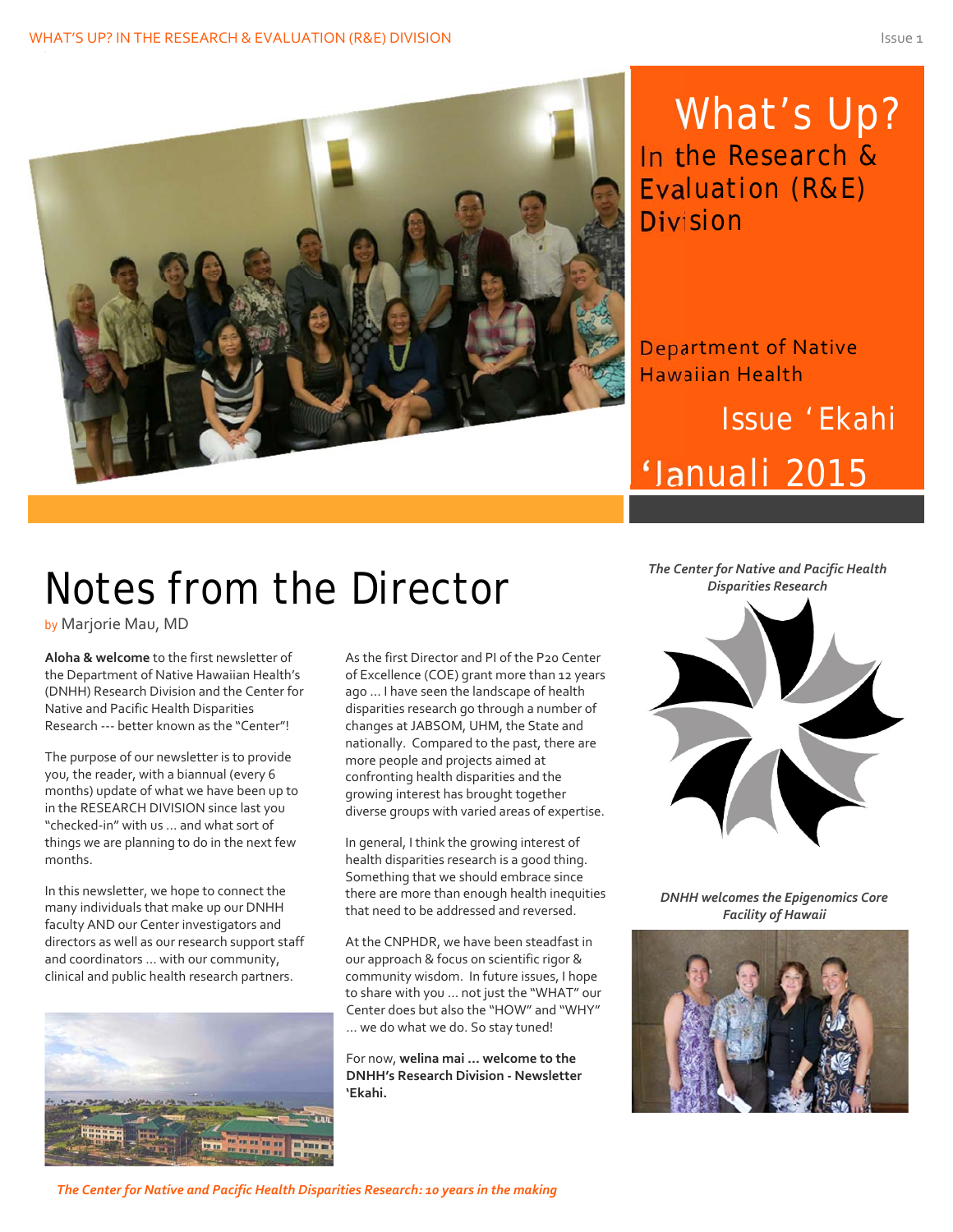# What's Up? In the Research & Evaluation (R&E) Division

Department of Native Hawaiian Health

Issue 'Ekahi

'Januali 2015

# Notes from the Director

by Marjorie Mau, MD

**Aloha & welcome** to the first newsletter of the Department of Native Hawaiian Health's (DNHH) Research Division and the Center for Native and Pacific Health Disparities Research --- better known as the "Center"!

The purpose of our newsletter is to provide you, the reader, with a biannual (every 6 months) update of what we have been up to in the RESEARCH DIVISION since last you "checked-in" with us … and what sort of things we are planning to do in the next few months.

In this newsletter, we hope to connect the many individuals that make up our DNHH faculty AND our Center investigators and directors as well as our research support staff and coordinators … with our community, clinical and public health research partners.

As the first Director and PI of the P20 Center of Excellence (COE) grant more than 12 years ago … I have seen the landscape of health disparities research go through a number of changes at JABSOM, UHM, the State and nationally. Compared to the past, there are more people and projects aimed at confronting health disparities and the growing interest has brought together diverse groups with varied areas of expertise.

In general, I think the growing interest of health disparities research is a good thing. Something that we should embrace since there are more than enough health inequities that need to be addressed and reversed.

At the CNPHDR, we have been steadfast in our approach & focus on scientific rigor & community wisdom. In future issues, I hope to share with you … not just the "WHAT" our Center does but also the "HOW" and "WHY" … we do what we do. So stay tuned!

For now, **welina mai … welcome to the DNHH's Research Division - Newsletter 'Ekahi.**

*The Center for Native and Pacific Health Disparities Research*

*DNHH welcomes the Epigenomics Core Facility of Hawaii*

*The Center for Native and Pacific Health Disparities Research: 10 years in the making*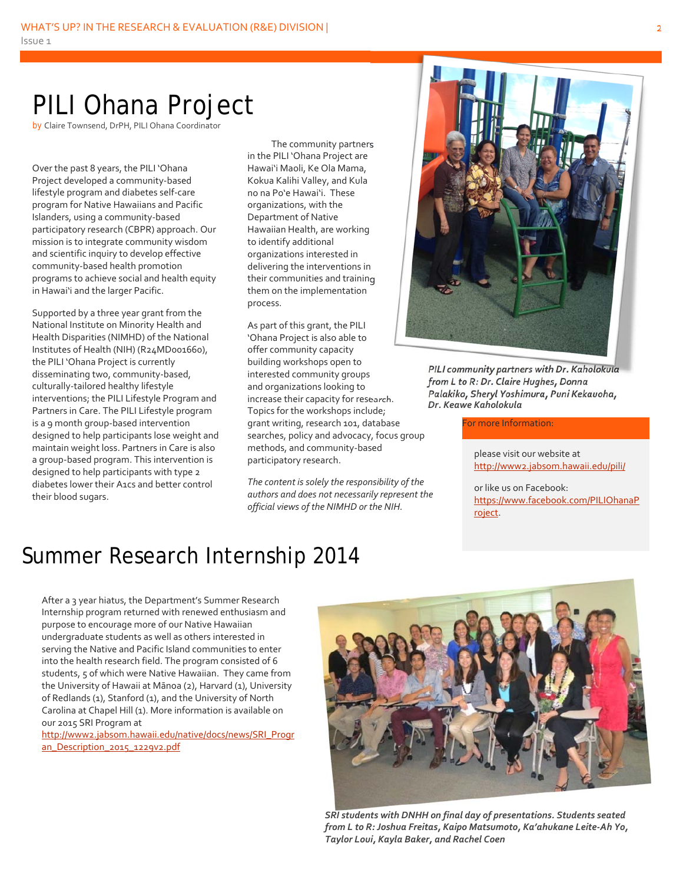# PILI Ohana Project

by Claire Townsend, DrPH, PILI Ohana Coordinator

Over the past 8 years, the PILI ʻOhana Project developed a community-based lifestyle program and diabetes self-care program for Native Hawaiians and Pacific Islanders, using a community-based participatory research (CBPR) approach. Our mission is to integrate community wisdom and scientific inquiry to develop effective community-based health promotion programs to achieve social and health equity in Hawaiʻi and the larger Pacific.

Supported by a three year grant from the National Institute on Minority Health and Health Disparities (NIMHD) of the National Institutes of Health (NIH) (R24MD001660), the PILI ʻOhana Project is currently disseminating two, community-based, culturally-tailored healthy lifestyle interventions; the PILI Lifestyle Program and Partners in Care. The PILI Lifestyle program is a 9 month group-based intervention designed to help participants lose weight and maintain weight loss. Partners in Care is also a group-based program. This intervention is designed to help participants with type 2 diabetes lower their A1cs and better control their blood sugars.

The community partners in the PILI ʻOhana Project are Hawaiʻi Maoli, Ke Ola Mama, Kokua Kalihi Valley, and Kula no na Poʻe Hawaiʻi. These organizations, with the Department of Native Hawaiian Health, are working to identify additional organizations interested in delivering the interventions in their communities and training them on the implementation process.

As part of this grant, the PILI ʻOhana Project is also able to offer community capacity building workshops open to interested community groups and organizations looking to increase their capacity for research. Topics for the workshops include; grant writing, research 101, database searches, policy and advocacy, focus group methods, and community-based participatory research.

*The content is solely the responsibility of the authors and does not necessarily represent the official views of the NIMHD or the NIH.*

*PILI community partners with Dr. Kaholokula from L to R: Dr. Claire Hughes, Donna Palakiko, Sheryl Yoshimura, Puni Kekauoha, Dr. Keawe Kaholokula*

**For more Information:**

please visit our website at http://www2.jabsom.hawaii.edu/pili/

or like us on Facebook: https://www.facebook.com/PILIOhanaProject.

# Summer Research Internship 2014

After a 3 year hiatus, the Department's Summer Research Internship program returned with renewed enthusiasm and purpose to encourage more of our Native Hawaiian undergraduate students as well as others interested in serving the Native and Pacific Island communities to enter into the health research field. The program consisted of 6 students, 5 of which were Native Hawaiian. They came from the University of Hawaii at Mānoa (2), Harvard (1), University of Redlands (1), Stanford (1), and the University of North Carolina at Chapel Hill (1). More information is available on our 2015 SRI Program at http://www2.jabsom.hawaii.edu/native/docs/news/SRI_Program_Description_2015_1229v2.pdf

*SRI students with DNHH on final day of presentations. Students seated from L to R: Joshua Freitas, Kaipo Matsumoto, Ka'ahukane Leite-Ah Yo, Taylor Loui, Kayla Baker, and Rachel Coen*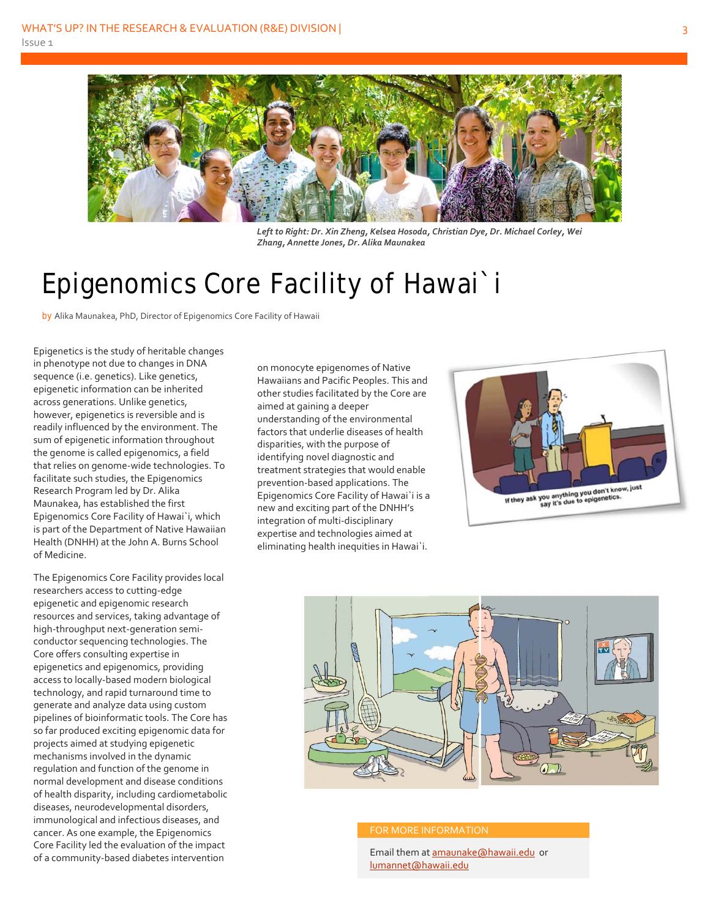*Left to Right: Dr. Xin Zheng, Kelsea Hosoda, Christian Dye, Dr. Michael Corley, Wei Zhang, Annette Jones, Dr. Alika Maunakea*

# Epigenomics Core Facility of Hawai`i

by Alika Maunakea, PhD, Director of Epigenomics Core Facility of Hawaii

Epigenetics is the study of heritable changes in phenotype not due to changes in DNA sequence (i.e. genetics). Like genetics, epigenetic information can be inherited across generations. Unlike genetics, however, epigenetics is reversible and is readily influenced by the environment. The sum of epigenetic information throughout the genome is called epigenomics, a field that relies on genome-wide technologies. To facilitate such studies, the Epigenomics Research Program led by Dr. Alika Maunakea, has established the first Epigenomics Core Facility of Hawai`i, which is part of the Department of Native Hawaiian Health (DNHH) at the John A. Burns School of Medicine.

The Epigenomics Core Facility provides local researchers access to cutting-edge epigenetic and epigenomic research resources and services, taking advantage of high-throughput next-generation semi-conductor sequencing technologies. The Core offers consulting expertise in epigenetics and epigenomics, providing access to locally-based modern biological technology, and rapid turnaround time to generate and analyze data using custom pipelines of bioinformatic tools. The Core has so far produced exciting epigenomic data for projects aimed at studying epigenetic mechanisms involved in the dynamic regulation and function of the genome in normal development and disease conditions of health disparity, including cardiometabolic diseases, neurodevelopmental disorders, immunological and infectious diseases, and cancer. As one example, the Epigenomics Core Facility led the evaluation of the impact of a community-based diabetes intervention on monocyte epigenomes of Native Hawaiians and Pacific Peoples. This and other studies facilitated by the Core are aimed at gaining a deeper understanding of the environmental factors that underlie diseases of health disparities, with the purpose of identifying novel diagnostic and treatment strategies that would enable prevention-based applications. The Epigenomics Core Facility of Hawai`i is a new and exciting part of the DNHH's integration of multi-disciplinary expertise and technologies aimed at eliminating health inequities in Hawai`i.

If they ask you anything you don't know, just say it's due to epigenetics.

**FOR MORE INFORMATION**

Email them at amaunake@hawaii.edu or lumannet@hawaii.edu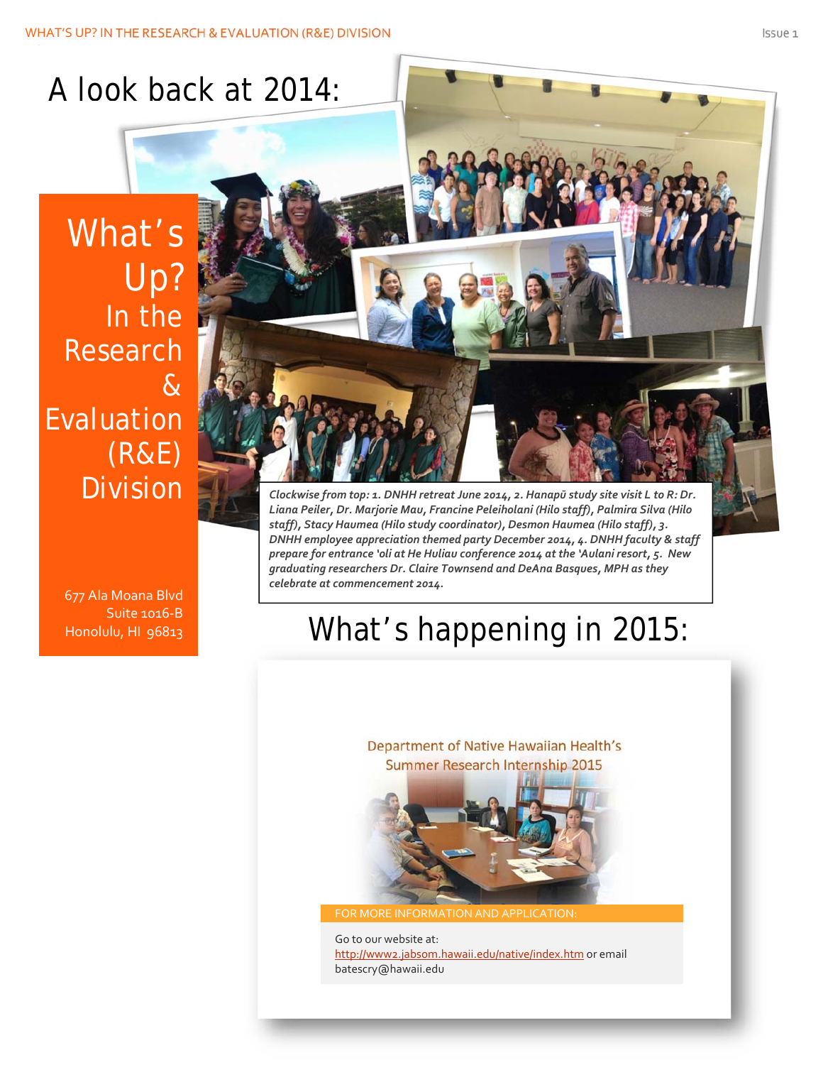# A look back at 2014:

## What's Up? In the Research & Evaluation (R&E) Division

677 Ala Moana Blvd
Suite 1016-B
Honolulu, HI 96813

*Clockwise from top: 1. DNHH retreat June 2014, 2. Hanapū study site visit L to R: Dr. Liana Peiler, Dr. Marjorie Mau, Francine Peleiholani (Hilo staff), Palmira Silva (Hilo staff), Stacy Haumea (Hilo study coordinator), Desmon Haumea (Hilo staff), 3. DNHH employee appreciation themed party December 2014, 4. DNHH faculty & staff prepare for entrance 'oli at He Huliau conference 2014 at the 'Aulani resort, 5. New graduating researchers Dr. Claire Townsend and DeAna Basques, MPH as they celebrate at commencement 2014.*

# What's happening in 2015:

Department of Native Hawaiian Health's
Summer Research Internship 2015

FOR MORE INFORMATION AND APPLICATION:

Go to our website at:
http://www2.jabsom.hawaii.edu/native/index.htm or email batescry@hawaii.edu